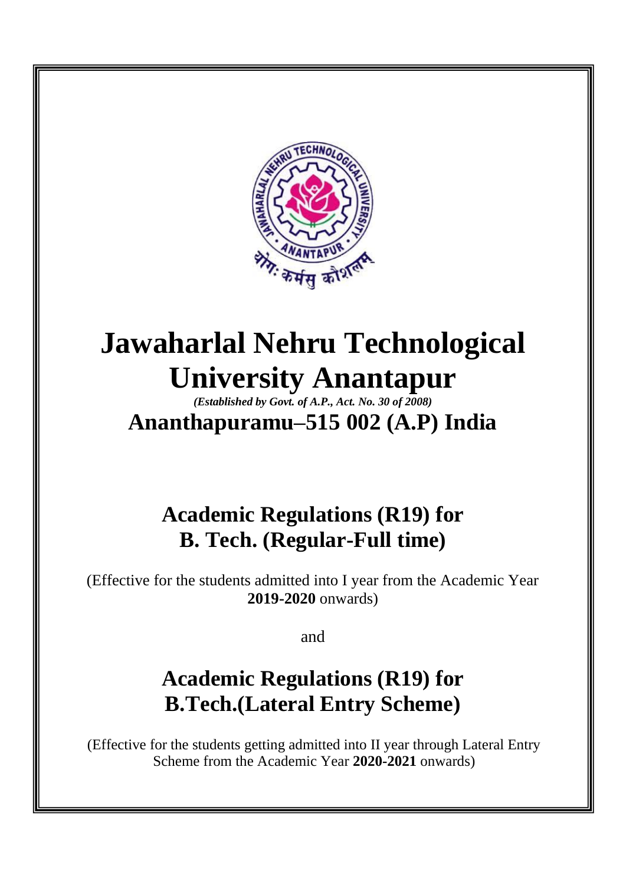# Jawaharlal Nehru Technological University Anantapur

*(Established by Govt. of A.P., Act. No. 30 of 2008)*

## Ananthapuramu–515 002 (A.P) India

## Academic Regulations (R19) for B. Tech. (Regular-Full time)

(Effective for the students admitted into I year from the Academic Year **2019-2020** onwards)

and

## Academic Regulations (R19) for B.Tech.(Lateral Entry Scheme)

(Effective for the students getting admitted into II year through Lateral Entry Scheme from the Academic Year **2020-2021** onwards)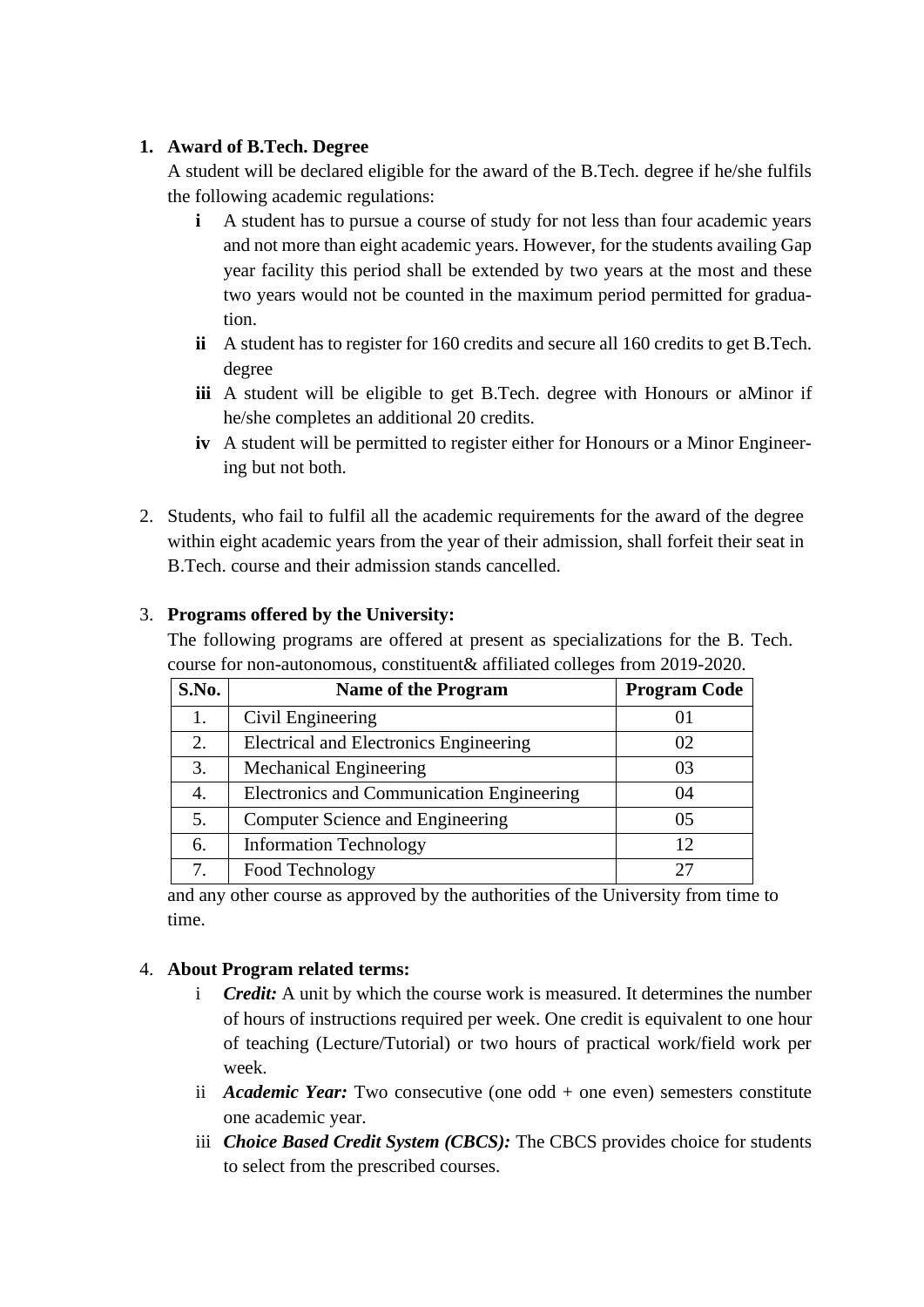1. **Award of B.Tech. Degree**

   A student will be declared eligible for the award of the B.Tech. degree if he/she fulfils the following academic regulations:

   **i** A student has to pursue a course of study for not less than four academic years and not more than eight academic years. However, for the students availing Gap year facility this period shall be extended by two years at the most and these two years would not be counted in the maximum period permitted for graduation.

   **ii** A student has to register for 160 credits and secure all 160 credits to get B.Tech. degree

   **iii** A student will be eligible to get B.Tech. degree with Honours or aMinor if he/she completes an additional 20 credits.

   **iv** A student will be permitted to register either for Honours or a Minor Engineering but not both.

2. Students, who fail to fulfil all the academic requirements for the award of the degree within eight academic years from the year of their admission, shall forfeit their seat in B.Tech. course and their admission stands cancelled.

3. **Programs offered by the University:**

   The following programs are offered at present as specializations for the B. Tech. course for non-autonomous, constituent& affiliated colleges from 2019-2020.

| S.No. | Name of the Program | Program Code |
|---|---|---|
| 1. | Civil Engineering | 01 |
| 2. | Electrical and Electronics Engineering | 02 |
| 3. | Mechanical Engineering | 03 |
| 4. | Electronics and Communication Engineering | 04 |
| 5. | Computer Science and Engineering | 05 |
| 6. | Information Technology | 12 |
| 7. | Food Technology | 27 |

   and any other course as approved by the authorities of the University from time to time.

4. **About Program related terms:**

   i ***Credit:*** A unit by which the course work is measured. It determines the number of hours of instructions required per week. One credit is equivalent to one hour of teaching (Lecture/Tutorial) or two hours of practical work/field work per week.

   ii ***Academic Year:*** Two consecutive (one odd + one even) semesters constitute one academic year.

   iii ***Choice Based Credit System (CBCS):*** The CBCS provides choice for students to select from the prescribed courses.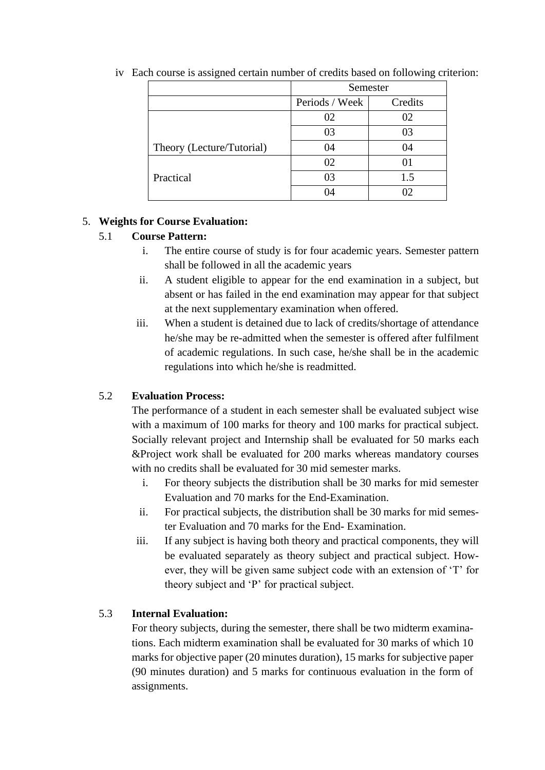iv Each course is assigned certain number of credits based on following criterion:

| | Semester | |
|---|---|---|
| | Periods / Week | Credits |
| Theory (Lecture/Tutorial) | 02 | 02 |
| | 03 | 03 |
| | 04 | 04 |
| Practical | 02 | 01 |
| | 03 | 1.5 |
| | 04 | 02 |

5. **Weights for Course Evaluation:**

5.1 **Course Pattern:**

i. The entire course of study is for four academic years. Semester pattern shall be followed in all the academic years

ii. A student eligible to appear for the end examination in a subject, but absent or has failed in the end examination may appear for that subject at the next supplementary examination when offered.

iii. When a student is detained due to lack of credits/shortage of attendance he/she may be re-admitted when the semester is offered after fulfilment of academic regulations. In such case, he/she shall be in the academic regulations into which he/she is readmitted.

5.2 **Evaluation Process:**

The performance of a student in each semester shall be evaluated subject wise with a maximum of 100 marks for theory and 100 marks for practical subject. Socially relevant project and Internship shall be evaluated for 50 marks each &Project work shall be evaluated for 200 marks whereas mandatory courses with no credits shall be evaluated for 30 mid semester marks.

i. For theory subjects the distribution shall be 30 marks for mid semester Evaluation and 70 marks for the End-Examination.

ii. For practical subjects, the distribution shall be 30 marks for mid semester Evaluation and 70 marks for the End- Examination.

iii. If any subject is having both theory and practical components, they will be evaluated separately as theory subject and practical subject. However, they will be given same subject code with an extension of 'T' for theory subject and 'P' for practical subject.

5.3 **Internal Evaluation:**

For theory subjects, during the semester, there shall be two midterm examinations. Each midterm examination shall be evaluated for 30 marks of which 10 marks for objective paper (20 minutes duration), 15 marks for subjective paper (90 minutes duration) and 5 marks for continuous evaluation in the form of assignments.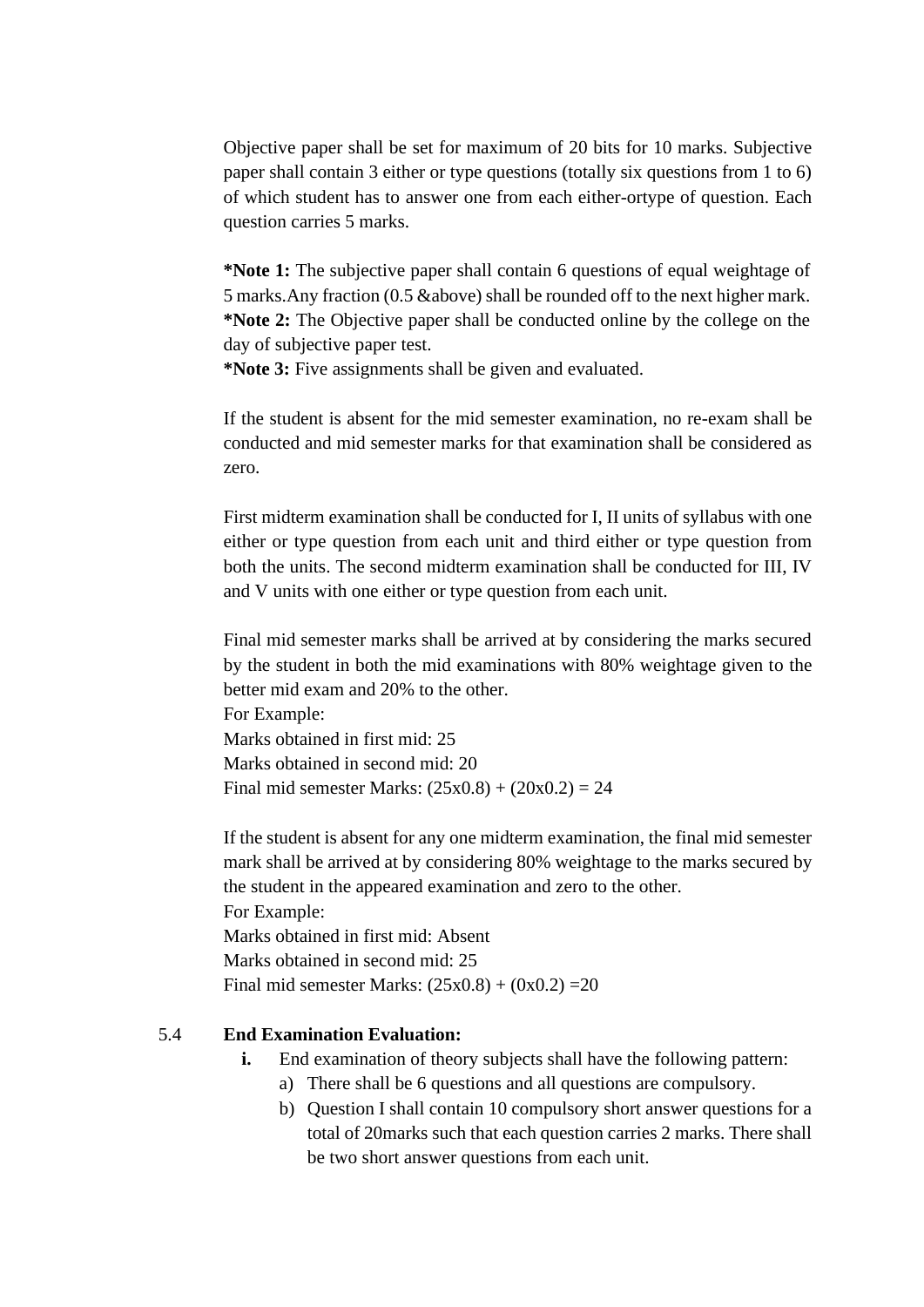Objective paper shall be set for maximum of 20 bits for 10 marks. Subjective paper shall contain 3 either or type questions (totally six questions from 1 to 6) of which student has to answer one from each either-ortype of question. Each question carries 5 marks.

**\*Note 1:** The subjective paper shall contain 6 questions of equal weightage of 5 marks.Any fraction (0.5 &above) shall be rounded off to the next higher mark.
**\*Note 2:** The Objective paper shall be conducted online by the college on the day of subjective paper test.
**\*Note 3:** Five assignments shall be given and evaluated.

If the student is absent for the mid semester examination, no re-exam shall be conducted and mid semester marks for that examination shall be considered as zero.

First midterm examination shall be conducted for I, II units of syllabus with one either or type question from each unit and third either or type question from both the units. The second midterm examination shall be conducted for III, IV and V units with one either or type question from each unit.

Final mid semester marks shall be arrived at by considering the marks secured by the student in both the mid examinations with 80% weightage given to the better mid exam and 20% to the other.
For Example:
Marks obtained in first mid: 25
Marks obtained in second mid: 20
Final mid semester Marks: $(25 \times 0.8) + (20 \times 0.2) = 24$

If the student is absent for any one midterm examination, the final mid semester mark shall be arrived at by considering 80% weightage to the marks secured by the student in the appeared examination and zero to the other.
For Example:
Marks obtained in first mid: Absent
Marks obtained in second mid: 25
Final mid semester Marks: $(25 \times 0.8) + (0 \times 0.2) = 20$

5.4 **End Examination Evaluation:**

**i.** End examination of theory subjects shall have the following pattern:

a) There shall be 6 questions and all questions are compulsory.
b) Question I shall contain 10 compulsory short answer questions for a total of 20marks such that each question carries 2 marks. There shall be two short answer questions from each unit.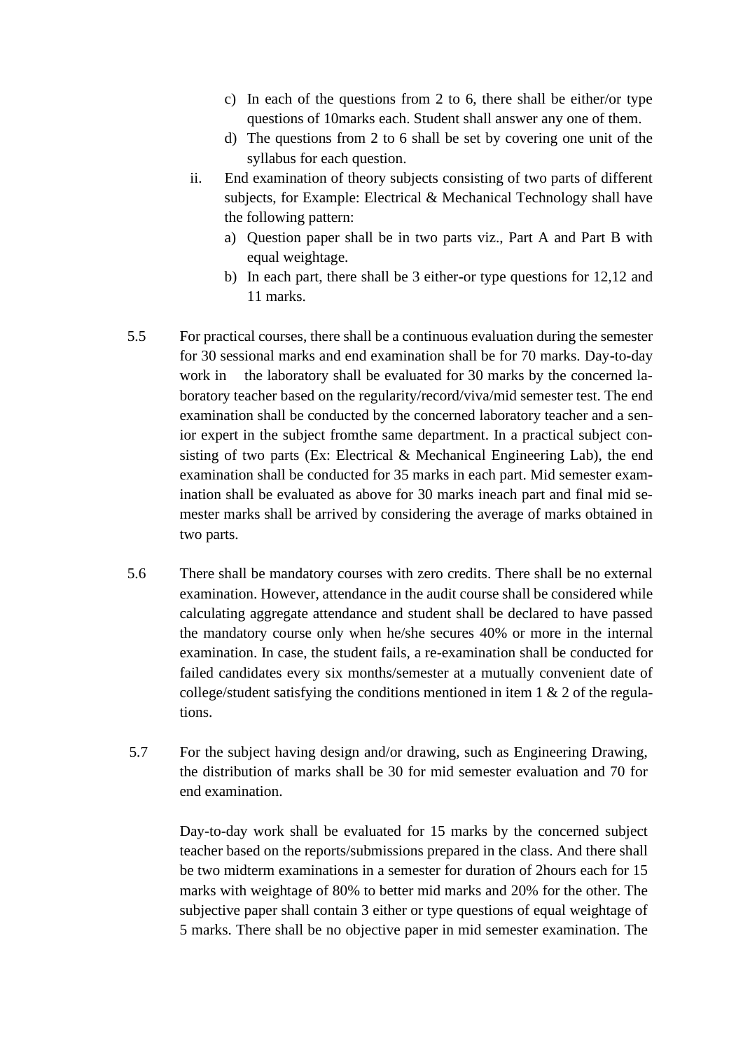c) In each of the questions from 2 to 6, there shall be either/or type questions of 10marks each. Student shall answer any one of them.

d) The questions from 2 to 6 shall be set by covering one unit of the syllabus for each question.

ii. End examination of theory subjects consisting of two parts of different subjects, for Example: Electrical & Mechanical Technology shall have the following pattern:

a) Question paper shall be in two parts viz., Part A and Part B with equal weightage.

b) In each part, there shall be 3 either-or type questions for 12,12 and 11 marks.

5.5 For practical courses, there shall be a continuous evaluation during the semester for 30 sessional marks and end examination shall be for 70 marks. Day-to-day work in the laboratory shall be evaluated for 30 marks by the concerned laboratory teacher based on the regularity/record/viva/mid semester test. The end examination shall be conducted by the concerned laboratory teacher and a senior expert in the subject fromthe same department. In a practical subject consisting of two parts (Ex: Electrical & Mechanical Engineering Lab), the end examination shall be conducted for 35 marks in each part. Mid semester examination shall be evaluated as above for 30 marks ineach part and final mid semester marks shall be arrived by considering the average of marks obtained in two parts.

5.6 There shall be mandatory courses with zero credits. There shall be no external examination. However, attendance in the audit course shall be considered while calculating aggregate attendance and student shall be declared to have passed the mandatory course only when he/she secures 40% or more in the internal examination. In case, the student fails, a re-examination shall be conducted for failed candidates every six months/semester at a mutually convenient date of college/student satisfying the conditions mentioned in item 1 & 2 of the regulations.

5.7 For the subject having design and/or drawing, such as Engineering Drawing, the distribution of marks shall be 30 for mid semester evaluation and 70 for end examination.

Day-to-day work shall be evaluated for 15 marks by the concerned subject teacher based on the reports/submissions prepared in the class. And there shall be two midterm examinations in a semester for duration of 2hours each for 15 marks with weightage of 80% to better mid marks and 20% for the other. The subjective paper shall contain 3 either or type questions of equal weightage of 5 marks. There shall be no objective paper in mid semester examination. The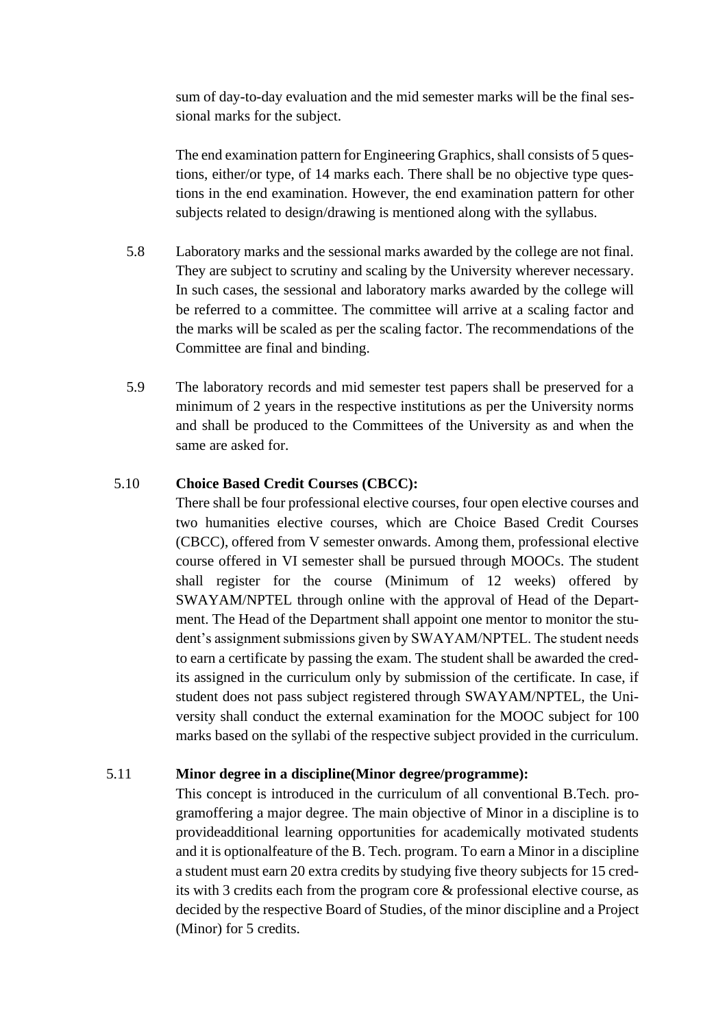sum of day-to-day evaluation and the mid semester marks will be the final sessional marks for the subject.

The end examination pattern for Engineering Graphics, shall consists of 5 questions, either/or type, of 14 marks each. There shall be no objective type questions in the end examination. However, the end examination pattern for other subjects related to design/drawing is mentioned along with the syllabus.

5.8 Laboratory marks and the sessional marks awarded by the college are not final. They are subject to scrutiny and scaling by the University wherever necessary. In such cases, the sessional and laboratory marks awarded by the college will be referred to a committee. The committee will arrive at a scaling factor and the marks will be scaled as per the scaling factor. The recommendations of the Committee are final and binding.

5.9 The laboratory records and mid semester test papers shall be preserved for a minimum of 2 years in the respective institutions as per the University norms and shall be produced to the Committees of the University as and when the same are asked for.

5.10 **Choice Based Credit Courses (CBCC):**

There shall be four professional elective courses, four open elective courses and two humanities elective courses, which are Choice Based Credit Courses (CBCC), offered from V semester onwards. Among them, professional elective course offered in VI semester shall be pursued through MOOCs. The student shall register for the course (Minimum of 12 weeks) offered by SWAYAM/NPTEL through online with the approval of Head of the Department. The Head of the Department shall appoint one mentor to monitor the student's assignment submissions given by SWAYAM/NPTEL. The student needs to earn a certificate by passing the exam. The student shall be awarded the credits assigned in the curriculum only by submission of the certificate. In case, if student does not pass subject registered through SWAYAM/NPTEL, the University shall conduct the external examination for the MOOC subject for 100 marks based on the syllabi of the respective subject provided in the curriculum.

5.11 **Minor degree in a discipline(Minor degree/programme):**

This concept is introduced in the curriculum of all conventional B.Tech. programoffering a major degree. The main objective of Minor in a discipline is to provideadditional learning opportunities for academically motivated students and it is optionalfeature of the B. Tech. program. To earn a Minor in a discipline a student must earn 20 extra credits by studying five theory subjects for 15 credits with 3 credits each from the program core & professional elective course, as decided by the respective Board of Studies, of the minor discipline and a Project (Minor) for 5 credits.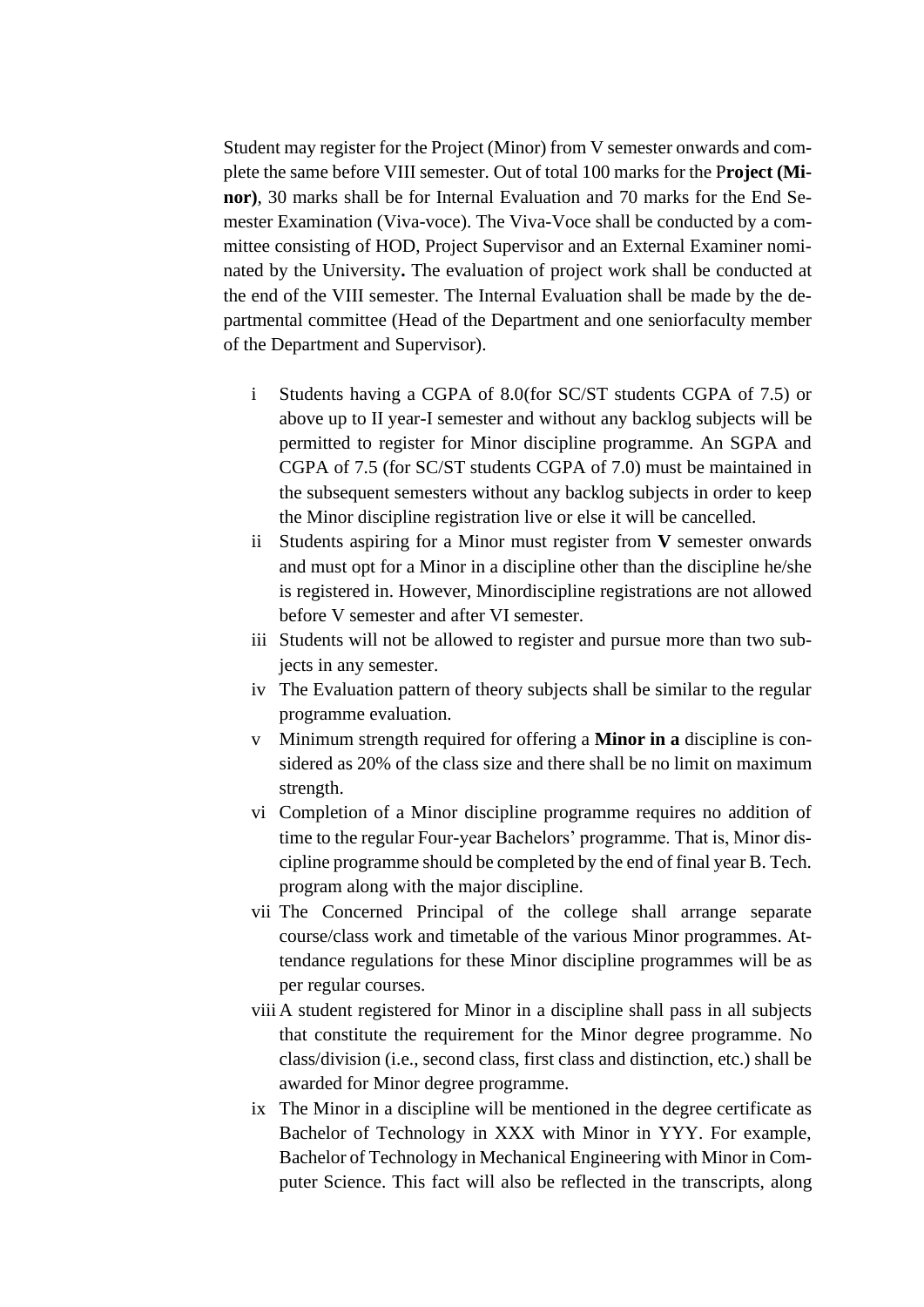Student may register for the Project (Minor) from V semester onwards and complete the same before VIII semester. Out of total 100 marks for the P**roject (Minor)**, 30 marks shall be for Internal Evaluation and 70 marks for the End Semester Examination (Viva-voce). The Viva-Voce shall be conducted by a committee consisting of HOD, Project Supervisor and an External Examiner nominated by the University**.** The evaluation of project work shall be conducted at the end of the VIII semester. The Internal Evaluation shall be made by the departmental committee (Head of the Department and one seniorfaculty member of the Department and Supervisor).

i Students having a CGPA of 8.0(for SC/ST students CGPA of 7.5) or above up to II year-I semester and without any backlog subjects will be permitted to register for Minor discipline programme. An SGPA and CGPA of 7.5 (for SC/ST students CGPA of 7.0) must be maintained in the subsequent semesters without any backlog subjects in order to keep the Minor discipline registration live or else it will be cancelled.

ii Students aspiring for a Minor must register from **V** semester onwards and must opt for a Minor in a discipline other than the discipline he/she is registered in. However, Minordiscipline registrations are not allowed before V semester and after VI semester.

iii Students will not be allowed to register and pursue more than two subjects in any semester.

iv The Evaluation pattern of theory subjects shall be similar to the regular programme evaluation.

v Minimum strength required for offering a **Minor in a** discipline is considered as 20% of the class size and there shall be no limit on maximum strength.

vi Completion of a Minor discipline programme requires no addition of time to the regular Four-year Bachelors' programme. That is, Minor discipline programme should be completed by the end of final year B. Tech. program along with the major discipline.

vii The Concerned Principal of the college shall arrange separate course/class work and timetable of the various Minor programmes. Attendance regulations for these Minor discipline programmes will be as per regular courses.

viii A student registered for Minor in a discipline shall pass in all subjects that constitute the requirement for the Minor degree programme. No class/division (i.e., second class, first class and distinction, etc.) shall be awarded for Minor degree programme.

ix The Minor in a discipline will be mentioned in the degree certificate as Bachelor of Technology in XXX with Minor in YYY. For example, Bachelor of Technology in Mechanical Engineering with Minor in Computer Science. This fact will also be reflected in the transcripts, along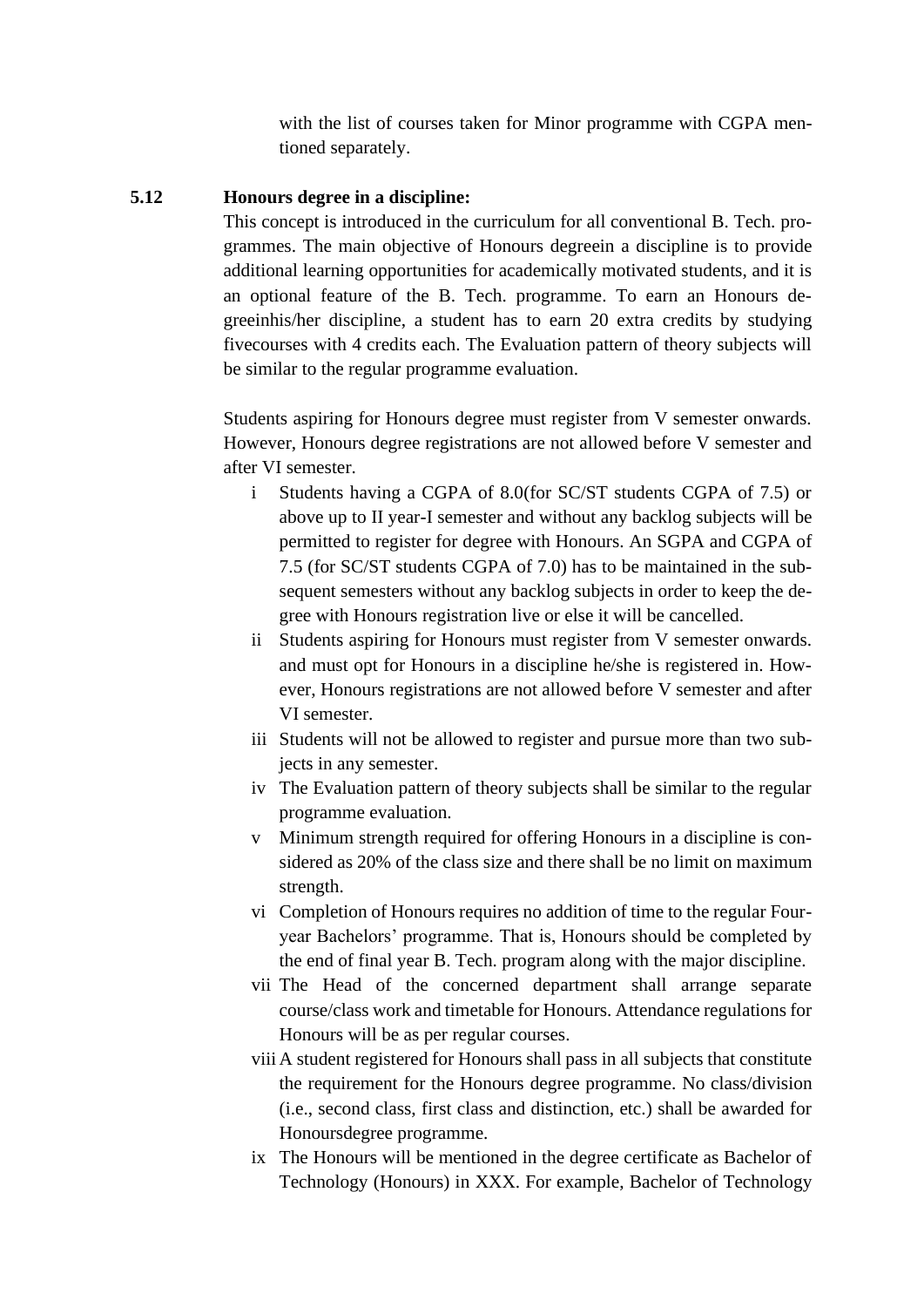with the list of courses taken for Minor programme with CGPA mentioned separately.

**5.12 Honours degree in a discipline:**

This concept is introduced in the curriculum for all conventional B. Tech. programmes. The main objective of Honours degreein a discipline is to provide additional learning opportunities for academically motivated students, and it is an optional feature of the B. Tech. programme. To earn an Honours degreeinhis/her discipline, a student has to earn 20 extra credits by studying fivecourses with 4 credits each. The Evaluation pattern of theory subjects will be similar to the regular programme evaluation.

Students aspiring for Honours degree must register from V semester onwards. However, Honours degree registrations are not allowed before V semester and after VI semester.

- i Students having a CGPA of 8.0(for SC/ST students CGPA of 7.5) or above up to II year-I semester and without any backlog subjects will be permitted to register for degree with Honours. An SGPA and CGPA of 7.5 (for SC/ST students CGPA of 7.0) has to be maintained in the subsequent semesters without any backlog subjects in order to keep the degree with Honours registration live or else it will be cancelled.
- ii Students aspiring for Honours must register from V semester onwards. and must opt for Honours in a discipline he/she is registered in. However, Honours registrations are not allowed before V semester and after VI semester.
- iii Students will not be allowed to register and pursue more than two subjects in any semester.
- iv The Evaluation pattern of theory subjects shall be similar to the regular programme evaluation.
- v Minimum strength required for offering Honours in a discipline is considered as 20% of the class size and there shall be no limit on maximum strength.
- vi Completion of Honours requires no addition of time to the regular Four-year Bachelors' programme. That is, Honours should be completed by the end of final year B. Tech. program along with the major discipline.
- vii The Head of the concerned department shall arrange separate course/class work and timetable for Honours. Attendance regulations for Honours will be as per regular courses.
- viii A student registered for Honours shall pass in all subjects that constitute the requirement for the Honours degree programme. No class/division (i.e., second class, first class and distinction, etc.) shall be awarded for Honoursdegree programme.
- ix The Honours will be mentioned in the degree certificate as Bachelor of Technology (Honours) in XXX. For example, Bachelor of Technology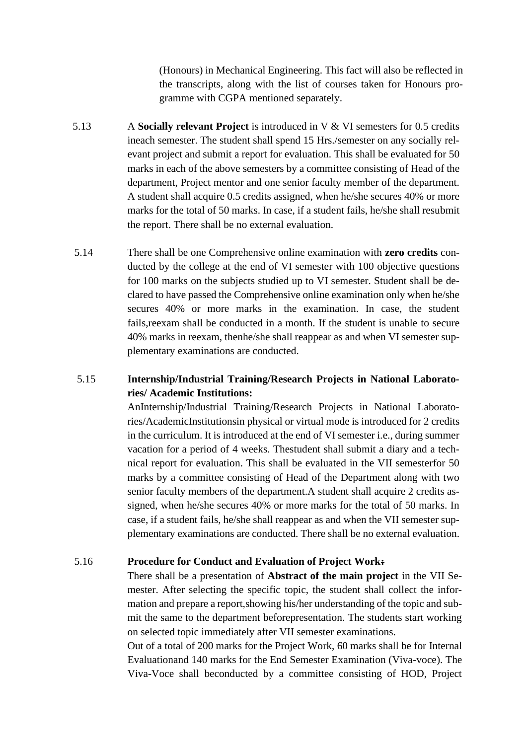(Honours) in Mechanical Engineering. This fact will also be reflected in the transcripts, along with the list of courses taken for Honours programme with CGPA mentioned separately.

5.13 A **Socially relevant Project** is introduced in V & VI semesters for 0.5 credits ineach semester. The student shall spend 15 Hrs./semester on any socially relevant project and submit a report for evaluation. This shall be evaluated for 50 marks in each of the above semesters by a committee consisting of Head of the department, Project mentor and one senior faculty member of the department. A student shall acquire 0.5 credits assigned, when he/she secures 40% or more marks for the total of 50 marks. In case, if a student fails, he/she shall resubmit the report. There shall be no external evaluation.

5.14 There shall be one Comprehensive online examination with **zero credits** conducted by the college at the end of VI semester with 100 objective questions for 100 marks on the subjects studied up to VI semester. Student shall be declared to have passed the Comprehensive online examination only when he/she secures 40% or more marks in the examination. In case, the student fails,reexam shall be conducted in a month. If the student is unable to secure 40% marks in reexam, thenhe/she shall reappear as and when VI semester supplementary examinations are conducted.

5.15 **Internship/Industrial Training/Research Projects in National Laboratories/ Academic Institutions:**

AnInternship/Industrial Training/Research Projects in National Laboratories/AcademicInstitutionsin physical or virtual mode is introduced for 2 credits in the curriculum. It is introduced at the end of VI semester i.e., during summer vacation for a period of 4 weeks. Thestudent shall submit a diary and a technical report for evaluation. This shall be evaluated in the VII semesterfor 50 marks by a committee consisting of Head of the Department along with two senior faculty members of the department.A student shall acquire 2 credits assigned, when he/she secures 40% or more marks for the total of 50 marks. In case, if a student fails, he/she shall reappear as and when the VII semester supplementary examinations are conducted. There shall be no external evaluation.

5.16 **Procedure for Conduct and Evaluation of Project Work:**

There shall be a presentation of **Abstract of the main project** in the VII Semester. After selecting the specific topic, the student shall collect the information and prepare a report,showing his/her understanding of the topic and submit the same to the department beforepresentation. The students start working on selected topic immediately after VII semester examinations.

Out of a total of 200 marks for the Project Work, 60 marks shall be for Internal Evaluationand 140 marks for the End Semester Examination (Viva-voce). The Viva-Voce shall beconducted by a committee consisting of HOD, Project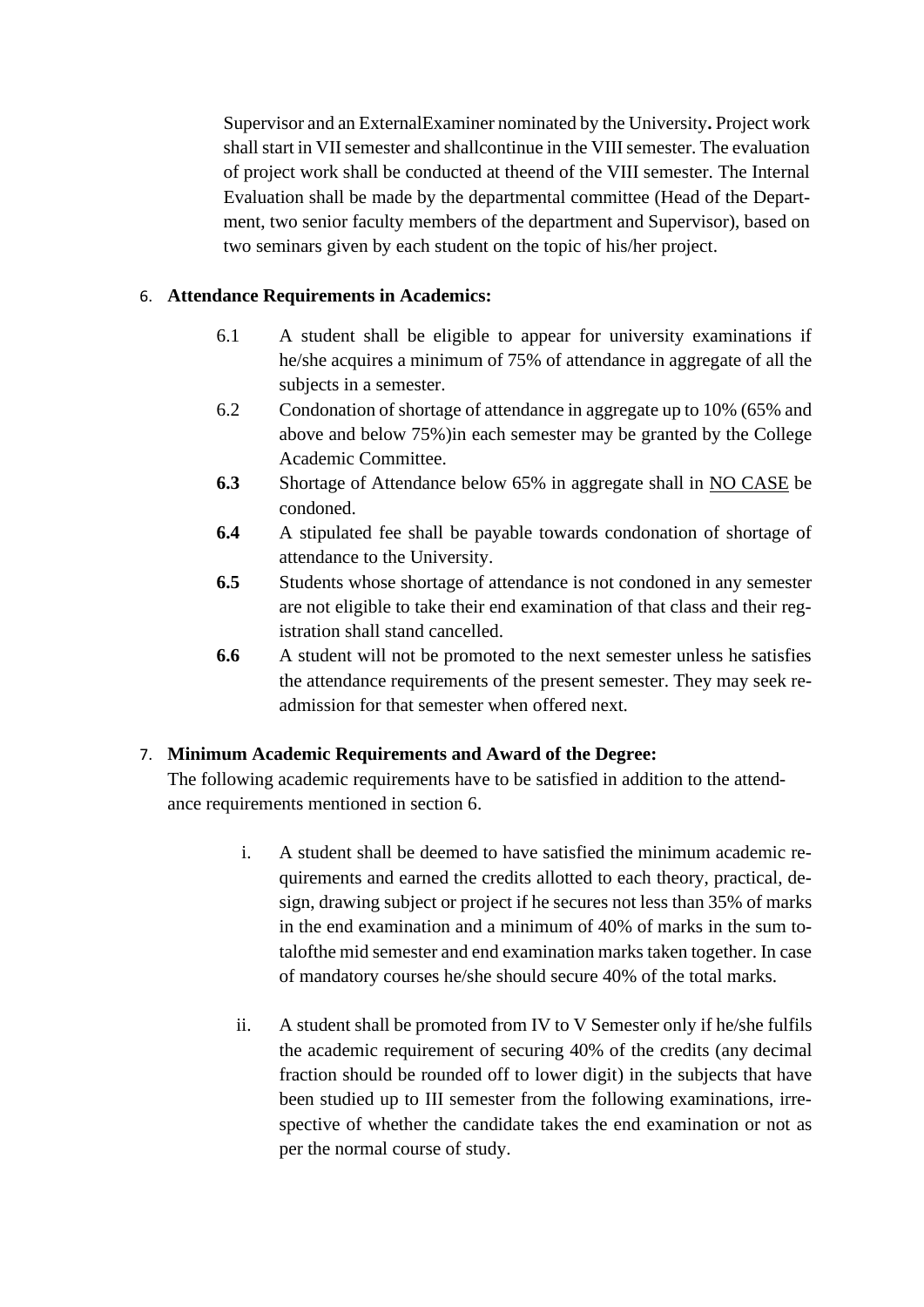Supervisor and an ExternalExaminer nominated by the University**.** Project work shall start in VII semester and shallcontinue in the VIII semester. The evaluation of project work shall be conducted at theend of the VIII semester. The Internal Evaluation shall be made by the departmental committee (Head of the Department, two senior faculty members of the department and Supervisor), based on two seminars given by each student on the topic of his/her project.

6. **Attendance Requirements in Academics:**

6.1 A student shall be eligible to appear for university examinations if he/she acquires a minimum of 75% of attendance in aggregate of all the subjects in a semester.

6.2 Condonation of shortage of attendance in aggregate up to 10% (65% and above and below 75%)in each semester may be granted by the College Academic Committee.

**6.3** Shortage of Attendance below 65% in aggregate shall in NO CASE be condoned.

**6.4** A stipulated fee shall be payable towards condonation of shortage of attendance to the University.

**6.5** Students whose shortage of attendance is not condoned in any semester are not eligible to take their end examination of that class and their registration shall stand cancelled.

**6.6** A student will not be promoted to the next semester unless he satisfies the attendance requirements of the present semester. They may seek readmission for that semester when offered next.

7. **Minimum Academic Requirements and Award of the Degree:**

The following academic requirements have to be satisfied in addition to the attendance requirements mentioned in section 6.

i. A student shall be deemed to have satisfied the minimum academic requirements and earned the credits allotted to each theory, practical, design, drawing subject or project if he secures not less than 35% of marks in the end examination and a minimum of 40% of marks in the sum totalofthe mid semester and end examination marks taken together. In case of mandatory courses he/she should secure 40% of the total marks.

ii. A student shall be promoted from IV to V Semester only if he/she fulfils the academic requirement of securing 40% of the credits (any decimal fraction should be rounded off to lower digit) in the subjects that have been studied up to III semester from the following examinations, irrespective of whether the candidate takes the end examination or not as per the normal course of study.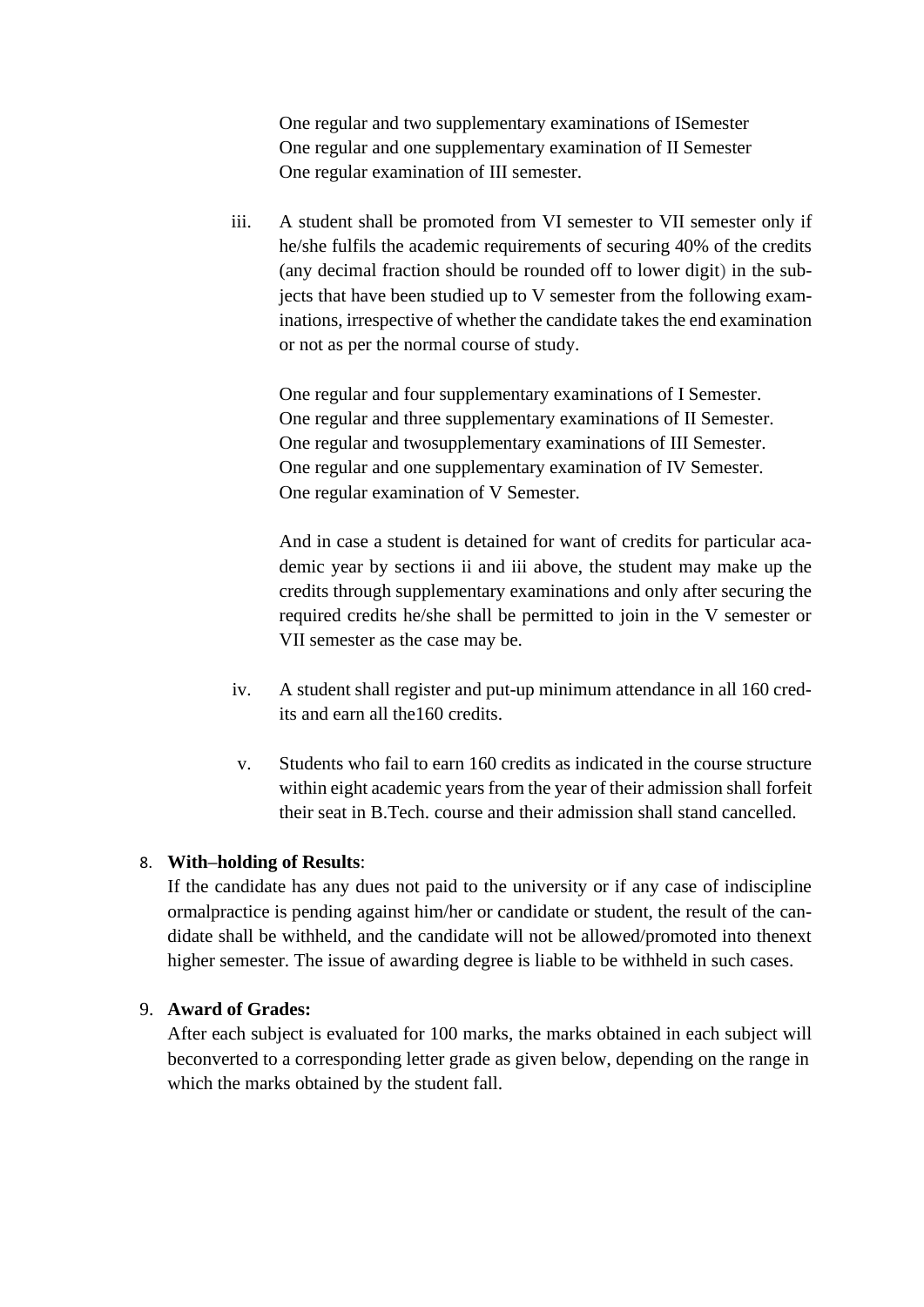One regular and two supplementary examinations of ISemester  
One regular and one supplementary examination of II Semester  
One regular examination of III semester.

iii. A student shall be promoted from VI semester to VII semester only if he/she fulfils the academic requirements of securing 40% of the credits (any decimal fraction should be rounded off to lower digit) in the subjects that have been studied up to V semester from the following examinations, irrespective of whether the candidate takes the end examination or not as per the normal course of study.

   One regular and four supplementary examinations of I Semester.  
   One regular and three supplementary examinations of II Semester.  
   One regular and twosupplementary examinations of III Semester.  
   One regular and one supplementary examination of IV Semester.  
   One regular examination of V Semester.

   And in case a student is detained for want of credits for particular academic year by sections ii and iii above, the student may make up the credits through supplementary examinations and only after securing the required credits he/she shall be permitted to join in the V semester or VII semester as the case may be.

iv. A student shall register and put-up minimum attendance in all 160 credits and earn all the160 credits.

v. Students who fail to earn 160 credits as indicated in the course structure within eight academic years from the year of their admission shall forfeit their seat in B.Tech. course and their admission shall stand cancelled.

8. **With–holding of Results**:  
   If the candidate has any dues not paid to the university or if any case of indiscipline ormalpractice is pending against him/her or candidate or student, the result of the candidate shall be withheld, and the candidate will not be allowed/promoted into thenext higher semester. The issue of awarding degree is liable to be withheld in such cases.

9. **Award of Grades:**  
   After each subject is evaluated for 100 marks, the marks obtained in each subject will beconverted to a corresponding letter grade as given below, depending on the range in which the marks obtained by the student fall.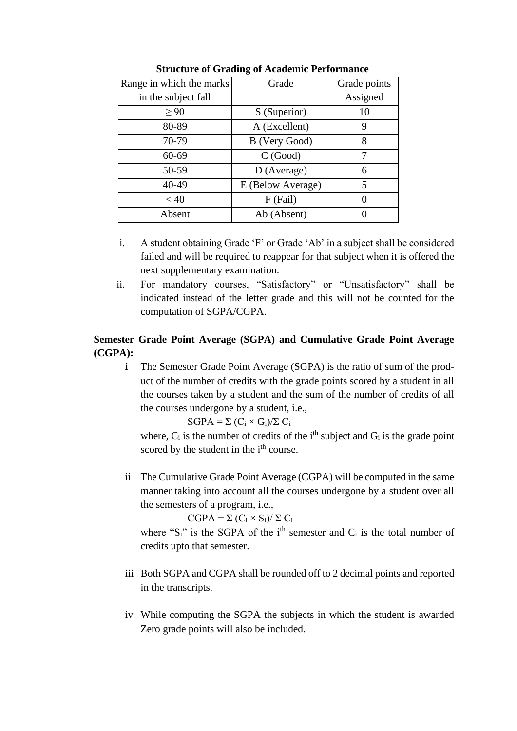**Structure of Grading of Academic Performance**

| Range in which the marks in the subject fall | Grade | Grade points Assigned |
|---|---|---|
| $\geq 90$ | S (Superior) | 10 |
| 80-89 | A (Excellent) | 9 |
| 70-79 | B (Very Good) | 8 |
| 60-69 | C (Good) | 7 |
| 50-59 | D (Average) | 6 |
| 40-49 | E (Below Average) | 5 |
| $< 40$ | F (Fail) | 0 |
| Absent | Ab (Absent) | 0 |

i. A student obtaining Grade 'F' or Grade 'Ab' in a subject shall be considered failed and will be required to reappear for that subject when it is offered the next supplementary examination.

ii. For mandatory courses, "Satisfactory" or "Unsatisfactory" shall be indicated instead of the letter grade and this will not be counted for the computation of SGPA/CGPA.

**Semester Grade Point Average (SGPA) and Cumulative Grade Point Average (CGPA):**

**i** The Semester Grade Point Average (SGPA) is the ratio of sum of the product of the number of credits with the grade points scored by a student in all the courses taken by a student and the sum of the number of credits of all the courses undergone by a student, i.e.,

$$SGPA = \Sigma (C_i \times G_i)/\Sigma C_i$$

where, $C_i$ is the number of credits of the $i^{th}$ subject and $G_i$ is the grade point scored by the student in the $i^{th}$ course.

ii The Cumulative Grade Point Average (CGPA) will be computed in the same manner taking into account all the courses undergone by a student over all the semesters of a program, i.e.,

$$CGPA = \Sigma (C_i \times S_i)/ \Sigma C_i$$

where "$S_i$" is the SGPA of the $i^{th}$ semester and $C_i$ is the total number of credits upto that semester.

iii Both SGPA and CGPA shall be rounded off to 2 decimal points and reported in the transcripts.

iv While computing the SGPA the subjects in which the student is awarded Zero grade points will also be included.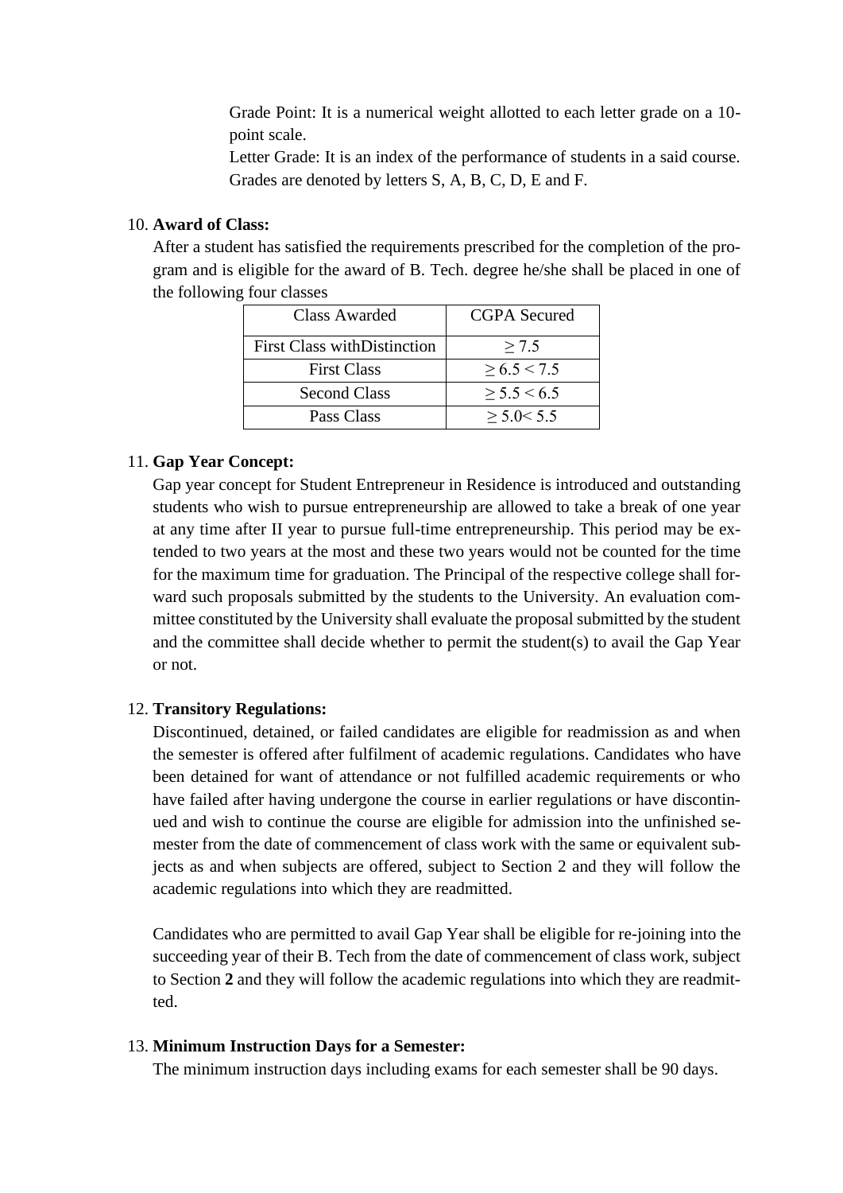Grade Point: It is a numerical weight allotted to each letter grade on a 10-point scale.

Letter Grade: It is an index of the performance of students in a said course. Grades are denoted by letters S, A, B, C, D, E and F.

10. **Award of Class:**

After a student has satisfied the requirements prescribed for the completion of the program and is eligible for the award of B. Tech. degree he/she shall be placed in one of the following four classes

| Class Awarded | CGPA Secured |
|---|---|
| First Class withDistinction | $\geq 7.5$ |
| First Class | $\geq 6.5 < 7.5$ |
| Second Class | $\geq 5.5 < 6.5$ |
| Pass Class | $\geq 5.0 < 5.5$ |

11. **Gap Year Concept:**

Gap year concept for Student Entrepreneur in Residence is introduced and outstanding students who wish to pursue entrepreneurship are allowed to take a break of one year at any time after II year to pursue full-time entrepreneurship. This period may be extended to two years at the most and these two years would not be counted for the time for the maximum time for graduation. The Principal of the respective college shall forward such proposals submitted by the students to the University. An evaluation committee constituted by the University shall evaluate the proposal submitted by the student and the committee shall decide whether to permit the student(s) to avail the Gap Year or not.

12. **Transitory Regulations:**

Discontinued, detained, or failed candidates are eligible for readmission as and when the semester is offered after fulfilment of academic regulations. Candidates who have been detained for want of attendance or not fulfilled academic requirements or who have failed after having undergone the course in earlier regulations or have discontinued and wish to continue the course are eligible for admission into the unfinished semester from the date of commencement of class work with the same or equivalent subjects as and when subjects are offered, subject to Section 2 and they will follow the academic regulations into which they are readmitted.

Candidates who are permitted to avail Gap Year shall be eligible for re-joining into the succeeding year of their B. Tech from the date of commencement of class work, subject to Section **2** and they will follow the academic regulations into which they are readmitted.

13. **Minimum Instruction Days for a Semester:**

The minimum instruction days including exams for each semester shall be 90 days.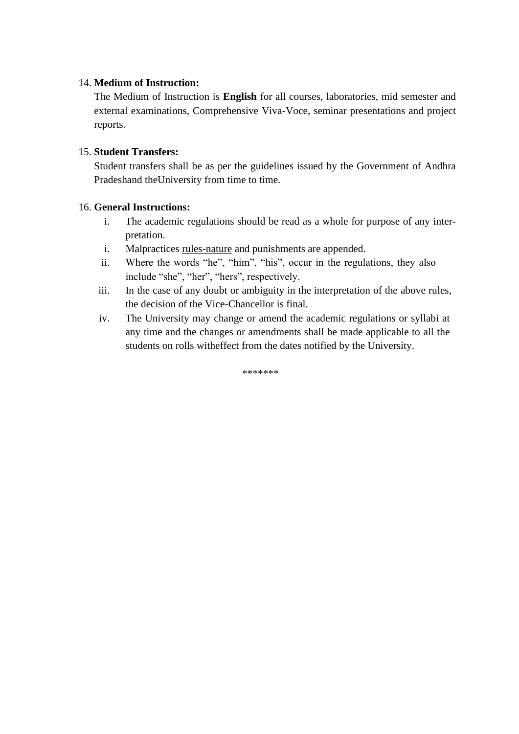14. **Medium of Instruction:**

    The Medium of Instruction is **English** for all courses, laboratories, mid semester and external examinations, Comprehensive Viva-Voce, seminar presentations and project reports.

15. **Student Transfers:**

    Student transfers shall be as per the guidelines issued by the Government of Andhra Pradeshand theUniversity from time to time.

16. **General Instructions:**

    i. The academic regulations should be read as a whole for purpose of any inter-pretation.

    i. Malpractices <u>rules-nature</u> and punishments are appended.

    ii. Where the words "he", "him", "his", occur in the regulations, they also include "she", "her", "hers", respectively.

    iii. In the case of any doubt or ambiguity in the interpretation of the above rules, the decision of the Vice-Chancellor is final.

    iv. The University may change or amend the academic regulations or syllabi at any time and the changes or amendments shall be made applicable to all the students on rolls witheffect from the dates notified by the University.

*******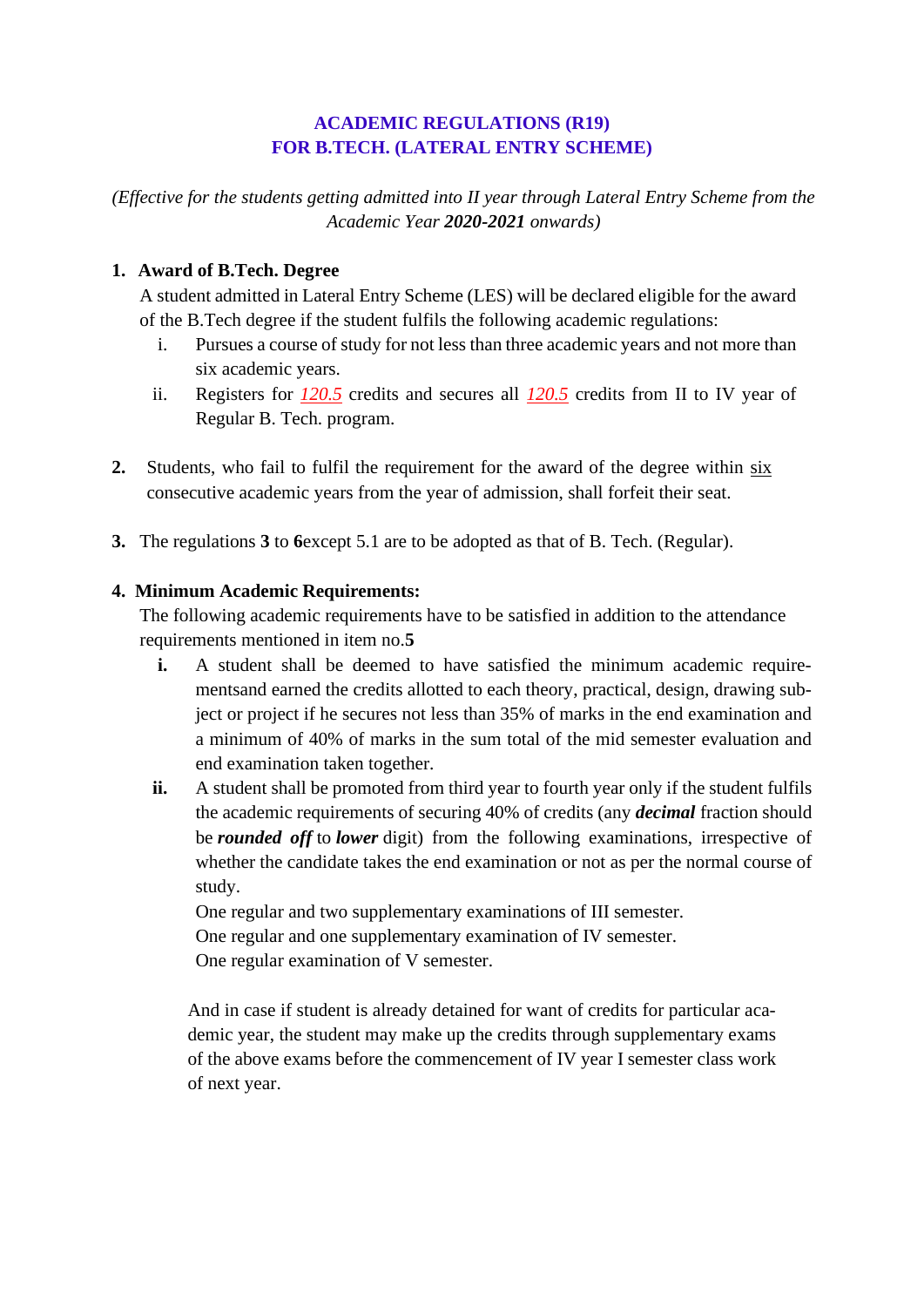## ACADEMIC REGULATIONS (R19)
## FOR B.TECH. (LATERAL ENTRY SCHEME)

*(Effective for the students getting admitted into II year through Lateral Entry Scheme from the Academic Year **2020-2021** onwards)*

1. **Award of B.Tech. Degree**

   A student admitted in Lateral Entry Scheme (LES) will be declared eligible for the award of the B.Tech degree if the student fulfils the following academic regulations:

   i. Pursues a course of study for not less than three academic years and not more than six academic years.

   ii. Registers for *120.5* credits and secures all *120.5* credits from II to IV year of Regular B. Tech. program.

2. Students, who fail to fulfil the requirement for the award of the degree within six consecutive academic years from the year of admission, shall forfeit their seat.

3. The regulations **3** to **6**except 5.1 are to be adopted as that of B. Tech. (Regular).

4. **Minimum Academic Requirements:**

   The following academic requirements have to be satisfied in addition to the attendance requirements mentioned in item no.**5**

   **i.** A student shall be deemed to have satisfied the minimum academic require-mentsand earned the credits allotted to each theory, practical, design, drawing subject or project if he secures not less than 35% of marks in the end examination and a minimum of 40% of marks in the sum total of the mid semester evaluation and end examination taken together.

   **ii.** A student shall be promoted from third year to fourth year only if the student fulfils the academic requirements of securing 40% of credits (any ***decimal*** fraction should be ***rounded off*** to ***lower*** digit) from the following examinations, irrespective of whether the candidate takes the end examination or not as per the normal course of study.

   One regular and two supplementary examinations of III semester.
   One regular and one supplementary examination of IV semester.
   One regular examination of V semester.

   And in case if student is already detained for want of credits for particular academic year, the student may make up the credits through supplementary exams of the above exams before the commencement of IV year I semester class work of next year.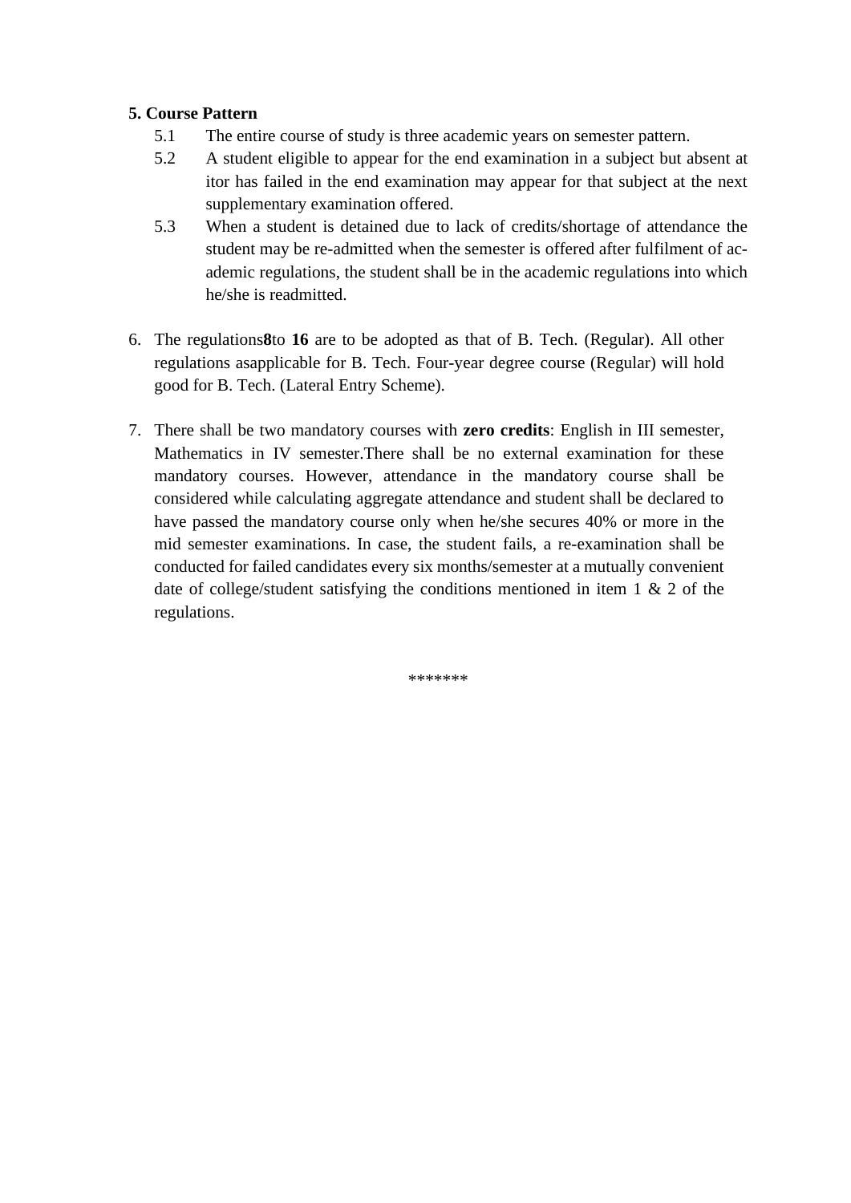**5. Course Pattern**

5.1 The entire course of study is three academic years on semester pattern.

5.2 A student eligible to appear for the end examination in a subject but absent at itor has failed in the end examination may appear for that subject at the next supplementary examination offered.

5.3 When a student is detained due to lack of credits/shortage of attendance the student may be re-admitted when the semester is offered after fulfilment of academic regulations, the student shall be in the academic regulations into which he/she is readmitted.

6. The regulations**8**to **16** are to be adopted as that of B. Tech. (Regular). All other regulations asapplicable for B. Tech. Four-year degree course (Regular) will hold good for B. Tech. (Lateral Entry Scheme).

7. There shall be two mandatory courses with **zero credits**: English in III semester, Mathematics in IV semester.There shall be no external examination for these mandatory courses. However, attendance in the mandatory course shall be considered while calculating aggregate attendance and student shall be declared to have passed the mandatory course only when he/she secures 40% or more in the mid semester examinations. In case, the student fails, a re-examination shall be conducted for failed candidates every six months/semester at a mutually convenient date of college/student satisfying the conditions mentioned in item 1 & 2 of the regulations.

*******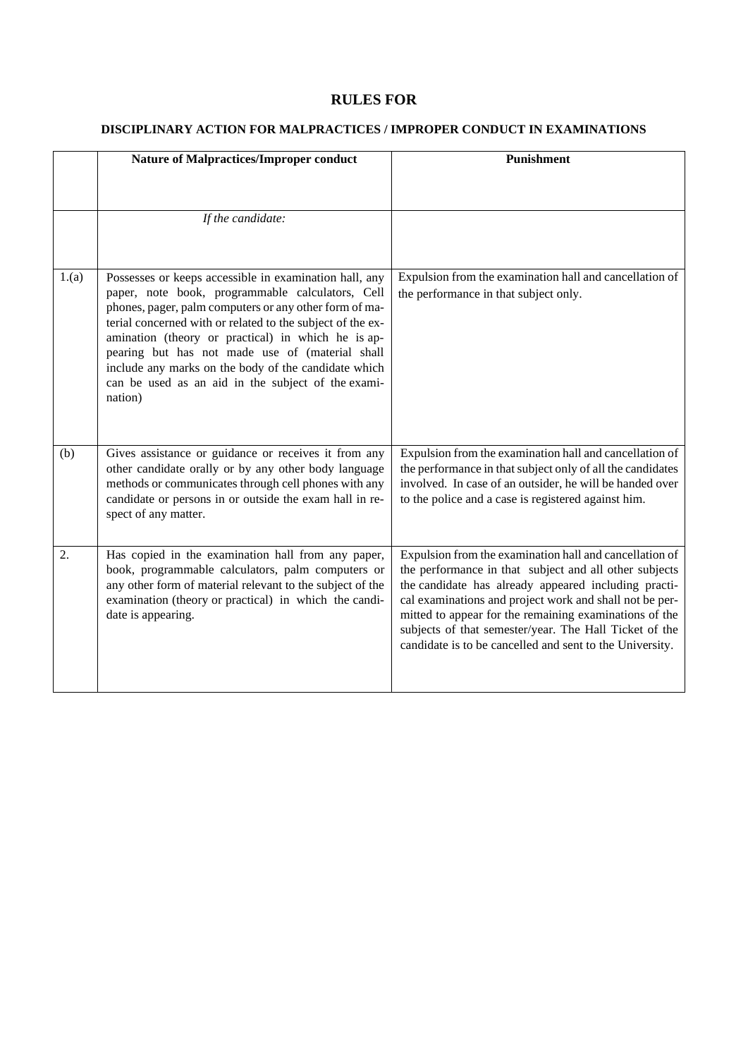# RULES FOR

## DISCIPLINARY ACTION FOR MALPRACTICES / IMPROPER CONDUCT IN EXAMINATIONS

| | Nature of Malpractices/Improper conduct | Punishment |
|---|---|---|
| | *If the candidate:* | |
| 1.(a) | Possesses or keeps accessible in examination hall, any paper, note book, programmable calculators, Cell phones, pager, palm computers or any other form of material concerned with or related to the subject of the examination (theory or practical) in which he is appearing but has not made use of (material shall include any marks on the body of the candidate which can be used as an aid in the subject of the examination) | Expulsion from the examination hall and cancellation of the performance in that subject only. |
| (b) | Gives assistance or guidance or receives it from any other candidate orally or by any other body language methods or communicates through cell phones with any candidate or persons in or outside the exam hall in respect of any matter. | Expulsion from the examination hall and cancellation of the performance in that subject only of all the candidates involved. In case of an outsider, he will be handed over to the police and a case is registered against him. |
| 2. | Has copied in the examination hall from any paper, book, programmable calculators, palm computers or any other form of material relevant to the subject of the examination (theory or practical) in which the candidate is appearing. | Expulsion from the examination hall and cancellation of the performance in that subject and all other subjects the candidate has already appeared including practical examinations and project work and shall not be permitted to appear for the remaining examinations of the subjects of that semester/year. The Hall Ticket of the candidate is to be cancelled and sent to the University. |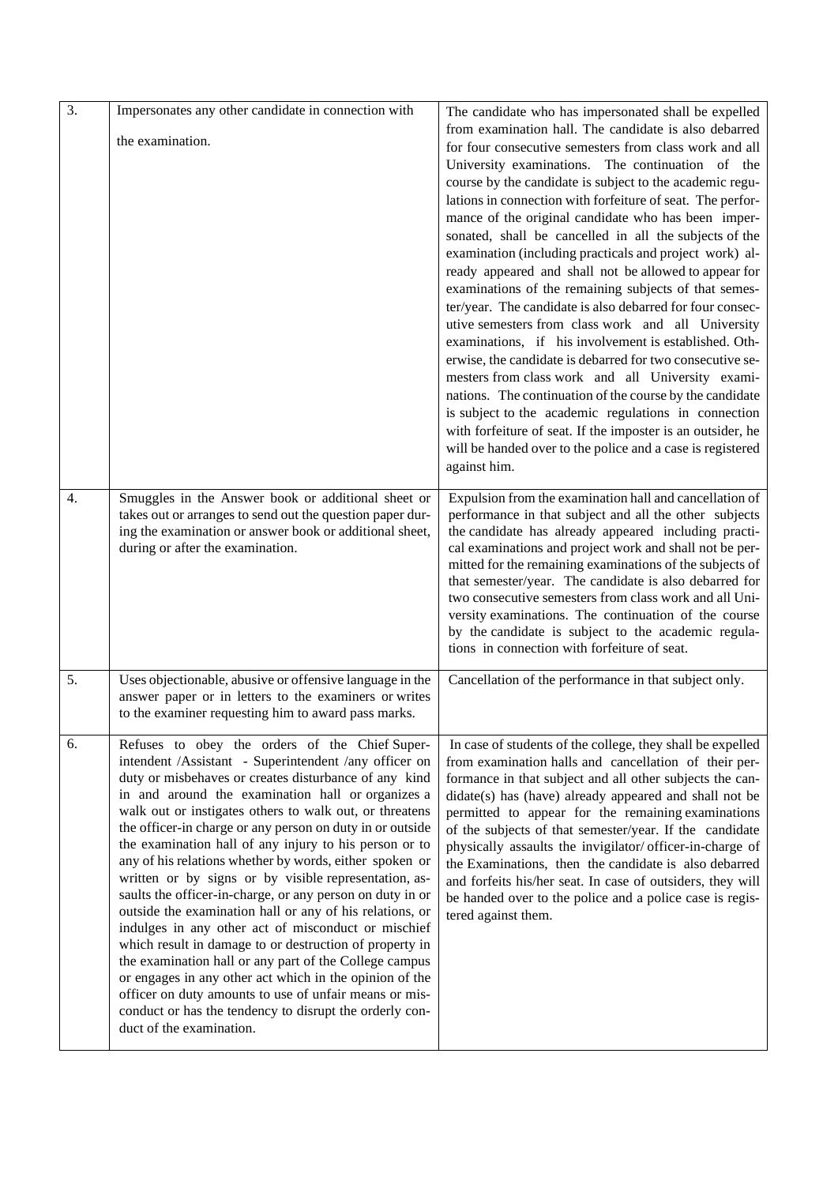| | | |
|---|---|---|
| 3. | Impersonates any other candidate in connection with the examination. | The candidate who has impersonated shall be expelled from examination hall. The candidate is also debarred for four consecutive semesters from class work and all University examinations. The continuation of the course by the candidate is subject to the academic regulations in connection with forfeiture of seat. The performance of the original candidate who has been impersonated, shall be cancelled in all the subjects of the examination (including practicals and project work) already appeared and shall not be allowed to appear for examinations of the remaining subjects of that semester/year. The candidate is also debarred for four consecutive semesters from class work and all University examinations, if his involvement is established. Otherwise, the candidate is debarred for two consecutive semesters from class work and all University examinations. The continuation of the course by the candidate is subject to the academic regulations in connection with forfeiture of seat. If the imposter is an outsider, he will be handed over to the police and a case is registered against him. |
| 4. | Smuggles in the Answer book or additional sheet or takes out or arranges to send out the question paper during the examination or answer book or additional sheet, during or after the examination. | Expulsion from the examination hall and cancellation of performance in that subject and all the other subjects the candidate has already appeared including practical examinations and project work and shall not be permitted for the remaining examinations of the subjects of that semester/year. The candidate is also debarred for two consecutive semesters from class work and all University examinations. The continuation of the course by the candidate is subject to the academic regulations in connection with forfeiture of seat. |
| 5. | Uses objectionable, abusive or offensive language in the answer paper or in letters to the examiners or writes to the examiner requesting him to award pass marks. | Cancellation of the performance in that subject only. |
| 6. | Refuses to obey the orders of the Chief Superintendent /Assistant - Superintendent /any officer on duty or misbehaves or creates disturbance of any kind in and around the examination hall or organizes a walk out or instigates others to walk out, or threatens the officer-in charge or any person on duty in or outside the examination hall of any injury to his person or to any of his relations whether by words, either spoken or written or by signs or by visible representation, assaults the officer-in-charge, or any person on duty in or outside the examination hall or any of his relations, or indulges in any other act of misconduct or mischief which result in damage to or destruction of property in the examination hall or any part of the College campus or engages in any other act which in the opinion of the officer on duty amounts to use of unfair means or misconduct or has the tendency to disrupt the orderly conduct of the examination. | In case of students of the college, they shall be expelled from examination halls and cancellation of their performance in that subject and all other subjects the candidate(s) has (have) already appeared and shall not be permitted to appear for the remaining examinations of the subjects of that semester/year. If the candidate physically assaults the invigilator/ officer-in-charge of the Examinations, then the candidate is also debarred and forfeits his/her seat. In case of outsiders, they will be handed over to the police and a police case is registered against them. |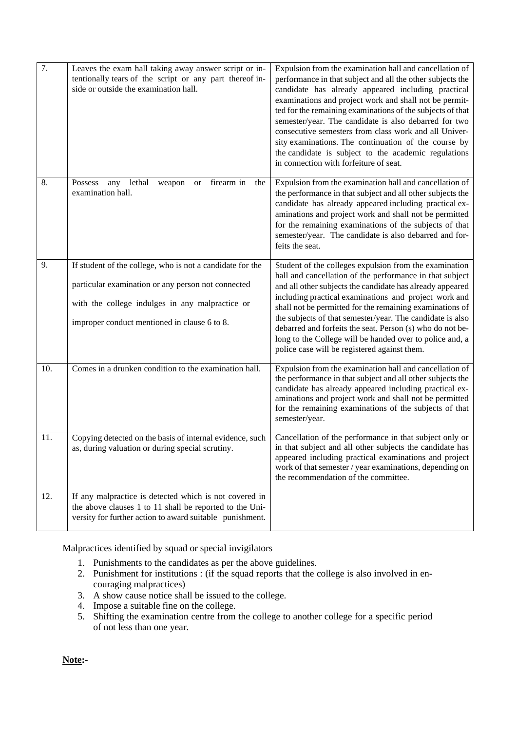| 7. | Leaves the exam hall taking away answer script or intentionally tears of the script or any part thereof inside or outside the examination hall. | Expulsion from the examination hall and cancellation of performance in that subject and all the other subjects the candidate has already appeared including practical examinations and project work and shall not be permitted for the remaining examinations of the subjects of that semester/year. The candidate is also debarred for two consecutive semesters from class work and all University examinations. The continuation of the course by the candidate is subject to the academic regulations in connection with forfeiture of seat. |
|---|---|---|
| 8. | Possess any lethal weapon or firearm in the examination hall. | Expulsion from the examination hall and cancellation of the performance in that subject and all other subjects the candidate has already appeared including practical examinations and project work and shall not be permitted for the remaining examinations of the subjects of that semester/year. The candidate is also debarred and forfeits the seat. |
| 9. | If student of the college, who is not a candidate for the particular examination or any person not connected with the college indulges in any malpractice or improper conduct mentioned in clause 6 to 8. | Student of the colleges expulsion from the examination hall and cancellation of the performance in that subject and all other subjects the candidate has already appeared including practical examinations and project work and shall not be permitted for the remaining examinations of the subjects of that semester/year. The candidate is also debarred and forfeits the seat. Person (s) who do not belong to the College will be handed over to police and, a police case will be registered against them. |
| 10. | Comes in a drunken condition to the examination hall. | Expulsion from the examination hall and cancellation of the performance in that subject and all other subjects the candidate has already appeared including practical examinations and project work and shall not be permitted for the remaining examinations of the subjects of that semester/year. |
| 11. | Copying detected on the basis of internal evidence, such as, during valuation or during special scrutiny. | Cancellation of the performance in that subject only or in that subject and all other subjects the candidate has appeared including practical examinations and project work of that semester / year examinations, depending on the recommendation of the committee. |
| 12. | If any malpractice is detected which is not covered in the above clauses 1 to 11 shall be reported to the University for further action to award suitable punishment. | |

Malpractices identified by squad or special invigilators

1. Punishments to the candidates as per the above guidelines.
2. Punishment for institutions : (if the squad reports that the college is also involved in encouraging malpractices)
3. A show cause notice shall be issued to the college.
4. Impose a suitable fine on the college.
5. Shifting the examination centre from the college to another college for a specific period of not less than one year.

**Note:-**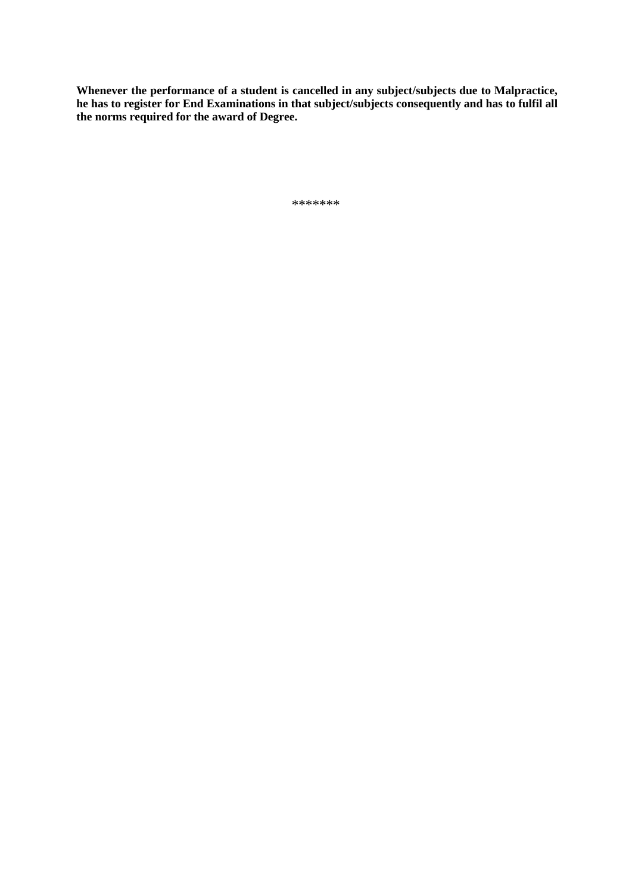**Whenever the performance of a student is cancelled in any subject/subjects due to Malpractice, he has to register for End Examinations in that subject/subjects consequently and has to fulfil all the norms required for the award of Degree.**

*******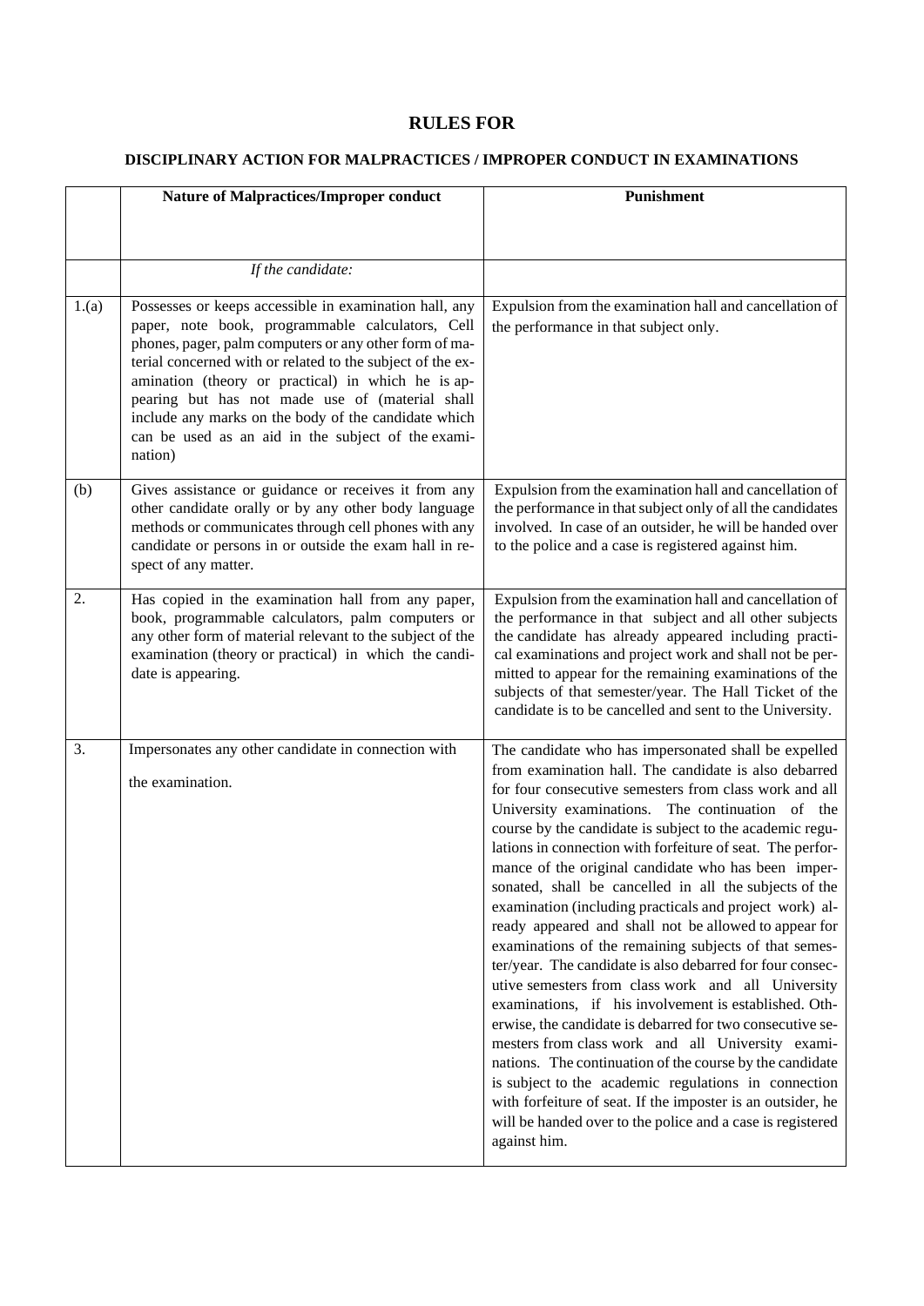## RULES FOR

### DISCIPLINARY ACTION FOR MALPRACTICES / IMPROPER CONDUCT IN EXAMINATIONS

| | Nature of Malpractices/Improper conduct | Punishment |
|---|---|---|
| | *If the candidate:* | |
| 1.(a) | Possesses or keeps accessible in examination hall, any paper, note book, programmable calculators, Cell phones, pager, palm computers or any other form of material concerned with or related to the subject of the examination (theory or practical) in which he is appearing but has not made use of (material shall include any marks on the body of the candidate which can be used as an aid in the subject of the examination) | Expulsion from the examination hall and cancellation of the performance in that subject only. |
| (b) | Gives assistance or guidance or receives it from any other candidate orally or by any other body language methods or communicates through cell phones with any candidate or persons in or outside the exam hall in respect of any matter. | Expulsion from the examination hall and cancellation of the performance in that subject only of all the candidates involved. In case of an outsider, he will be handed over to the police and a case is registered against him. |
| 2. | Has copied in the examination hall from any paper, book, programmable calculators, palm computers or any other form of material relevant to the subject of the examination (theory or practical) in which the candidate is appearing. | Expulsion from the examination hall and cancellation of the performance in that subject and all other subjects the candidate has already appeared including practical examinations and project work and shall not be permitted to appear for the remaining examinations of the subjects of that semester/year. The Hall Ticket of the candidate is to be cancelled and sent to the University. |
| 3. | Impersonates any other candidate in connection with the examination. | The candidate who has impersonated shall be expelled from examination hall. The candidate is also debarred for four consecutive semesters from class work and all University examinations. The continuation of the course by the candidate is subject to the academic regulations in connection with forfeiture of seat. The performance of the original candidate who has been impersonated, shall be cancelled in all the subjects of the examination (including practicals and project work) already appeared and shall not be allowed to appear for examinations of the remaining subjects of that semester/year. The candidate is also debarred for four consecutive semesters from class work and all University examinations, if his involvement is established. Otherwise, the candidate is debarred for two consecutive semesters from class work and all University examinations. The continuation of the course by the candidate is subject to the academic regulations in connection with forfeiture of seat. If the imposter is an outsider, he will be handed over to the police and a case is registered against him. |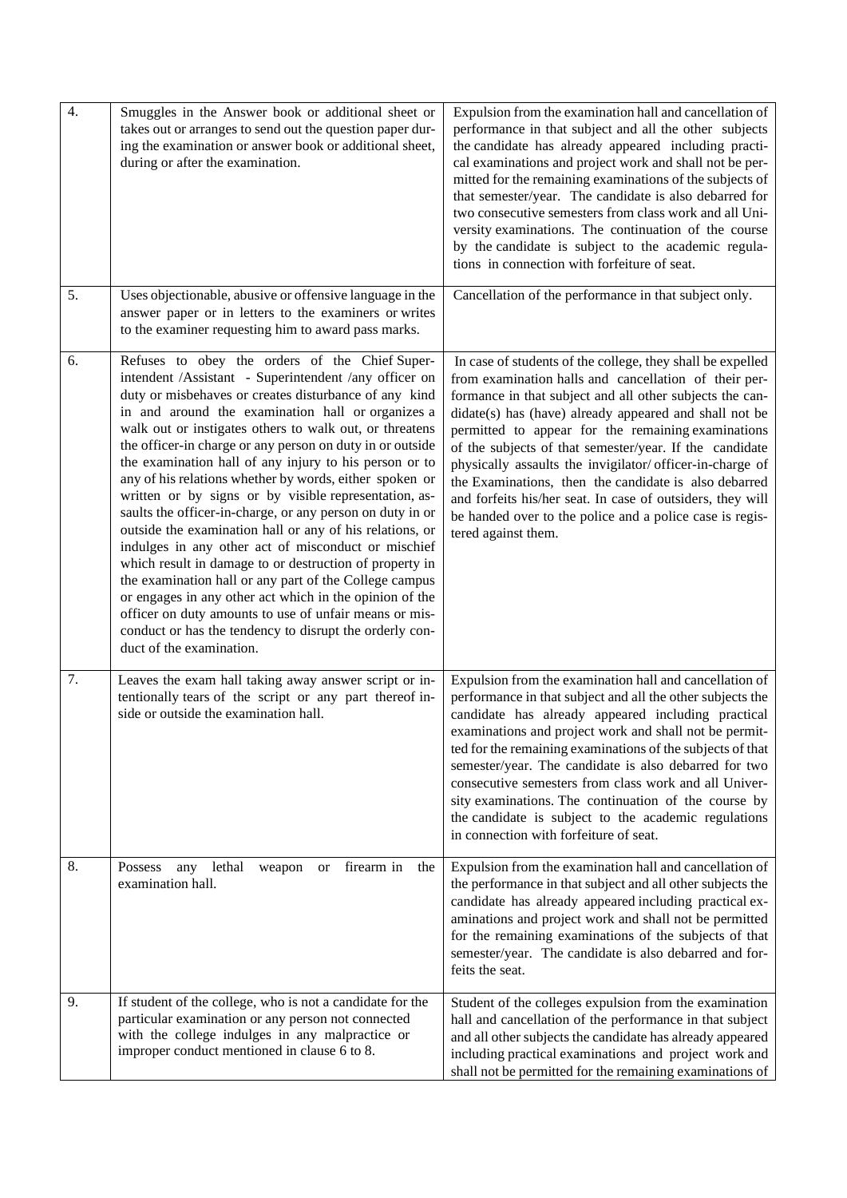| | | |
|---|---|---|
| 4. | Smuggles in the Answer book or additional sheet or takes out or arranges to send out the question paper during the examination or answer book or additional sheet, during or after the examination. | Expulsion from the examination hall and cancellation of performance in that subject and all the other subjects the candidate has already appeared including practical examinations and project work and shall not be permitted for the remaining examinations of the subjects of that semester/year. The candidate is also debarred for two consecutive semesters from class work and all University examinations. The continuation of the course by the candidate is subject to the academic regulations in connection with forfeiture of seat. |
| 5. | Uses objectionable, abusive or offensive language in the answer paper or in letters to the examiners or writes to the examiner requesting him to award pass marks. | Cancellation of the performance in that subject only. |
| 6. | Refuses to obey the orders of the Chief Superintendent /Assistant - Superintendent /any officer on duty or misbehaves or creates disturbance of any kind in and around the examination hall or organizes a walk out or instigates others to walk out, or threatens the officer-in charge or any person on duty in or outside the examination hall of any injury to his person or to any of his relations whether by words, either spoken or written or by signs or by visible representation, assaults the officer-in-charge, or any person on duty in or outside the examination hall or any of his relations, or indulges in any other act of misconduct or mischief which result in damage to or destruction of property in the examination hall or any part of the College campus or engages in any other act which in the opinion of the officer on duty amounts to use of unfair means or misconduct or has the tendency to disrupt the orderly conduct of the examination. | In case of students of the college, they shall be expelled from examination halls and cancellation of their performance in that subject and all other subjects the candidate(s) has (have) already appeared and shall not be permitted to appear for the remaining examinations of the subjects of that semester/year. If the candidate physically assaults the invigilator/ officer-in-charge of the Examinations, then the candidate is also debarred and forfeits his/her seat. In case of outsiders, they will be handed over to the police and a police case is registered against them. |
| 7. | Leaves the exam hall taking away answer script or intentionally tears of the script or any part thereof inside or outside the examination hall. | Expulsion from the examination hall and cancellation of performance in that subject and all the other subjects the candidate has already appeared including practical examinations and project work and shall not be permitted for the remaining examinations of the subjects of that semester/year. The candidate is also debarred for two consecutive semesters from class work and all University examinations. The continuation of the course by the candidate is subject to the academic regulations in connection with forfeiture of seat. |
| 8. | Possess any lethal weapon or firearm in the examination hall. | Expulsion from the examination hall and cancellation of the performance in that subject and all other subjects the candidate has already appeared including practical examinations and project work and shall not be permitted for the remaining examinations of the subjects of that semester/year. The candidate is also debarred and forfeits the seat. |
| 9. | If student of the college, who is not a candidate for the particular examination or any person not connected with the college indulges in any malpractice or improper conduct mentioned in clause 6 to 8. | Student of the colleges expulsion from the examination hall and cancellation of the performance in that subject and all other subjects the candidate has already appeared including practical examinations and project work and shall not be permitted for the remaining examinations of |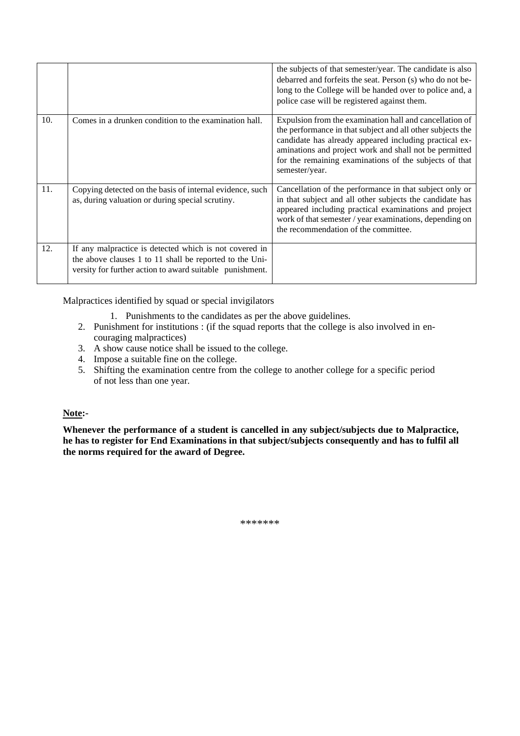| | | |
|---|---|---|
| | | the subjects of that semester/year. The candidate is also debarred and forfeits the seat. Person (s) who do not belong to the College will be handed over to police and, a police case will be registered against them. |
| 10. | Comes in a drunken condition to the examination hall. | Expulsion from the examination hall and cancellation of the performance in that subject and all other subjects the candidate has already appeared including practical examinations and project work and shall not be permitted for the remaining examinations of the subjects of that semester/year. |
| 11. | Copying detected on the basis of internal evidence, such as, during valuation or during special scrutiny. | Cancellation of the performance in that subject only or in that subject and all other subjects the candidate has appeared including practical examinations and project work of that semester / year examinations, depending on the recommendation of the committee. |
| 12. | If any malpractice is detected which is not covered in the above clauses 1 to 11 shall be reported to the University for further action to award suitable punishment. | |

Malpractices identified by squad or special invigilators

1. Punishments to the candidates as per the above guidelines.
2. Punishment for institutions : (if the squad reports that the college is also involved in encouraging malpractices)
3. A show cause notice shall be issued to the college.
4. Impose a suitable fine on the college.
5. Shifting the examination centre from the college to another college for a specific period of not less than one year.

**Note:-**

**Whenever the performance of a student is cancelled in any subject/subjects due to Malpractice, he has to register for End Examinations in that subject/subjects consequently and has to fulfil all the norms required for the award of Degree.**

*******